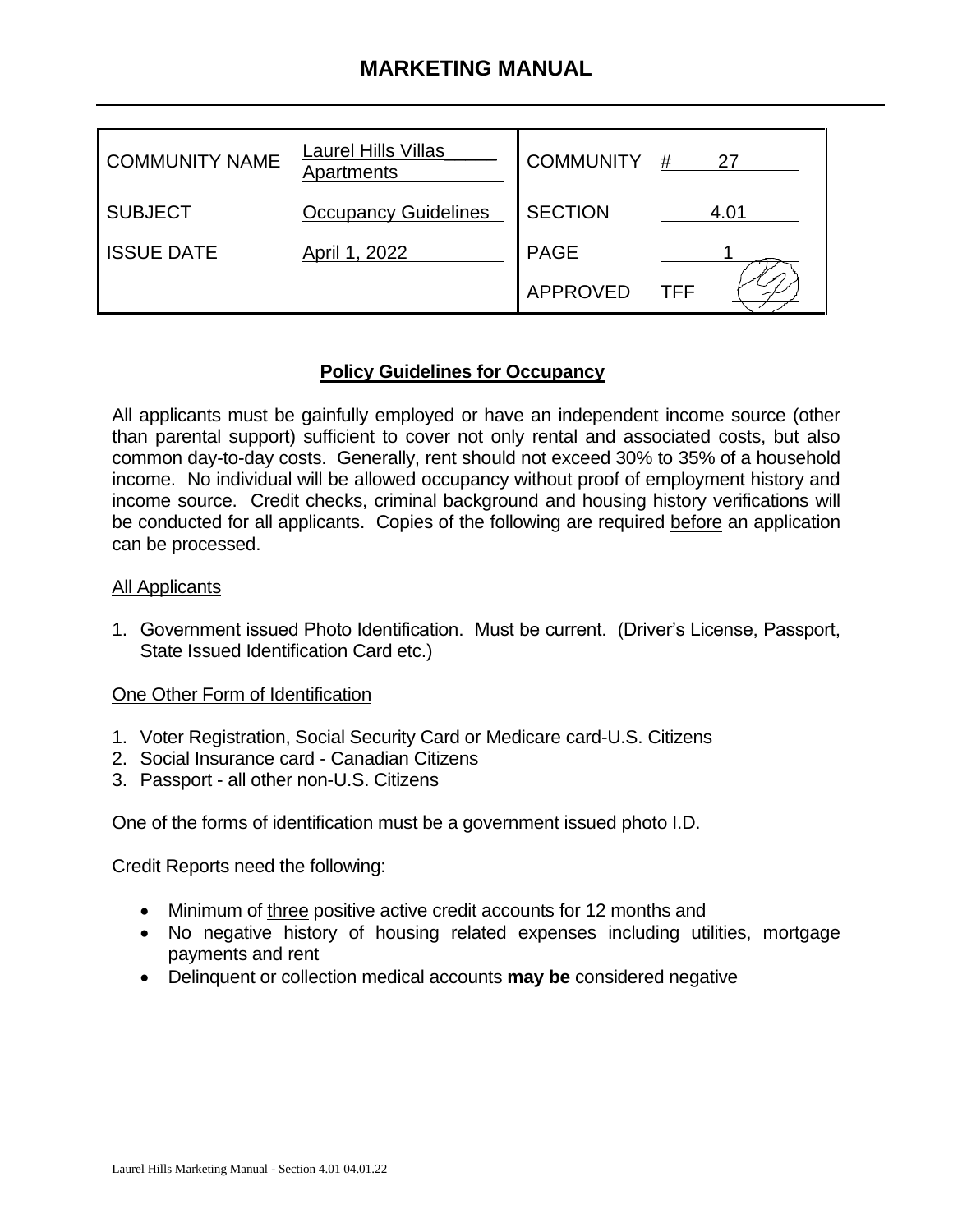# MARKETING MANUAL

| | | | |
|---|---|---|---|
| COMMUNITY NAME | Laurel Hills Villas Apartments | COMMUNITY | # 27 |
| SUBJECT | Occupancy Guidelines | SECTION | 4.01 |
| ISSUE DATE | April 1, 2022 | PAGE | 1 |
| | | APPROVED | TFF |

## Policy Guidelines for Occupancy

All applicants must be gainfully employed or have an independent income source (other than parental support) sufficient to cover not only rental and associated costs, but also common day-to-day costs. Generally, rent should not exceed 30% to 35% of a household income. No individual will be allowed occupancy without proof of employment history and income source. Credit checks, criminal background and housing history verifications will be conducted for all applicants. Copies of the following are required before an application can be processed.

All Applicants

1. Government issued Photo Identification. Must be current. (Driver's License, Passport, State Issued Identification Card etc.)

One Other Form of Identification

1. Voter Registration, Social Security Card or Medicare card-U.S. Citizens
2. Social Insurance card - Canadian Citizens
3. Passport - all other non-U.S. Citizens

One of the forms of identification must be a government issued photo I.D.

Credit Reports need the following:

- Minimum of three positive active credit accounts for 12 months and
- No negative history of housing related expenses including utilities, mortgage payments and rent
- Delinquent or collection medical accounts **may be** considered negative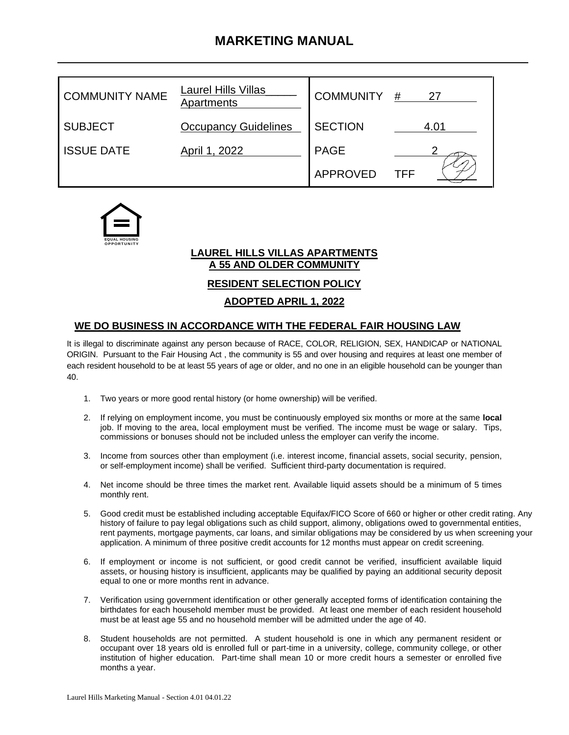# MARKETING MANUAL

| COMMUNITY NAME | Laurel Hills Villas Apartments | COMMUNITY | # 27 |
|---|---|---|---|
| SUBJECT | Occupancy Guidelines | SECTION | 4.01 |
| ISSUE DATE | April 1, 2022 | PAGE | 2 |
| | | APPROVED | TFF |

EQUAL HOUSING OPPORTUNITY

**LAUREL HILLS VILLAS APARTMENTS**
**A 55 AND OLDER COMMUNITY**

**RESIDENT SELECTION POLICY**

**ADOPTED APRIL 1, 2022**

## WE DO BUSINESS IN ACCORDANCE WITH THE FEDERAL FAIR HOUSING LAW

It is illegal to discriminate against any person because of RACE, COLOR, RELIGION, SEX, HANDICAP or NATIONAL ORIGIN. Pursuant to the Fair Housing Act , the community is 55 and over housing and requires at least one member of each resident household to be at least 55 years of age or older, and no one in an eligible household can be younger than 40.

1. Two years or more good rental history (or home ownership) will be verified.
2. If relying on employment income, you must be continuously employed six months or more at the same **local** job. If moving to the area, local employment must be verified. The income must be wage or salary. Tips, commissions or bonuses should not be included unless the employer can verify the income.
3. Income from sources other than employment (i.e. interest income, financial assets, social security, pension, or self-employment income) shall be verified. Sufficient third-party documentation is required.
4. Net income should be three times the market rent. Available liquid assets should be a minimum of 5 times monthly rent.
5. Good credit must be established including acceptable Equifax/FICO Score of 660 or higher or other credit rating. Any history of failure to pay legal obligations such as child support, alimony, obligations owed to governmental entities, rent payments, mortgage payments, car loans, and similar obligations may be considered by us when screening your application. A minimum of three positive credit accounts for 12 months must appear on credit screening.
6. If employment or income is not sufficient, or good credit cannot be verified, insufficient available liquid assets, or housing history is insufficient, applicants may be qualified by paying an additional security deposit equal to one or more months rent in advance.
7. Verification using government identification or other generally accepted forms of identification containing the birthdates for each household member must be provided. At least one member of each resident household must be at least age 55 and no household member will be admitted under the age of 40.
8. Student households are not permitted. A student household is one in which any permanent resident or occupant over 18 years old is enrolled full or part-time in a university, college, community college, or other institution of higher education. Part-time shall mean 10 or more credit hours a semester or enrolled five months a year.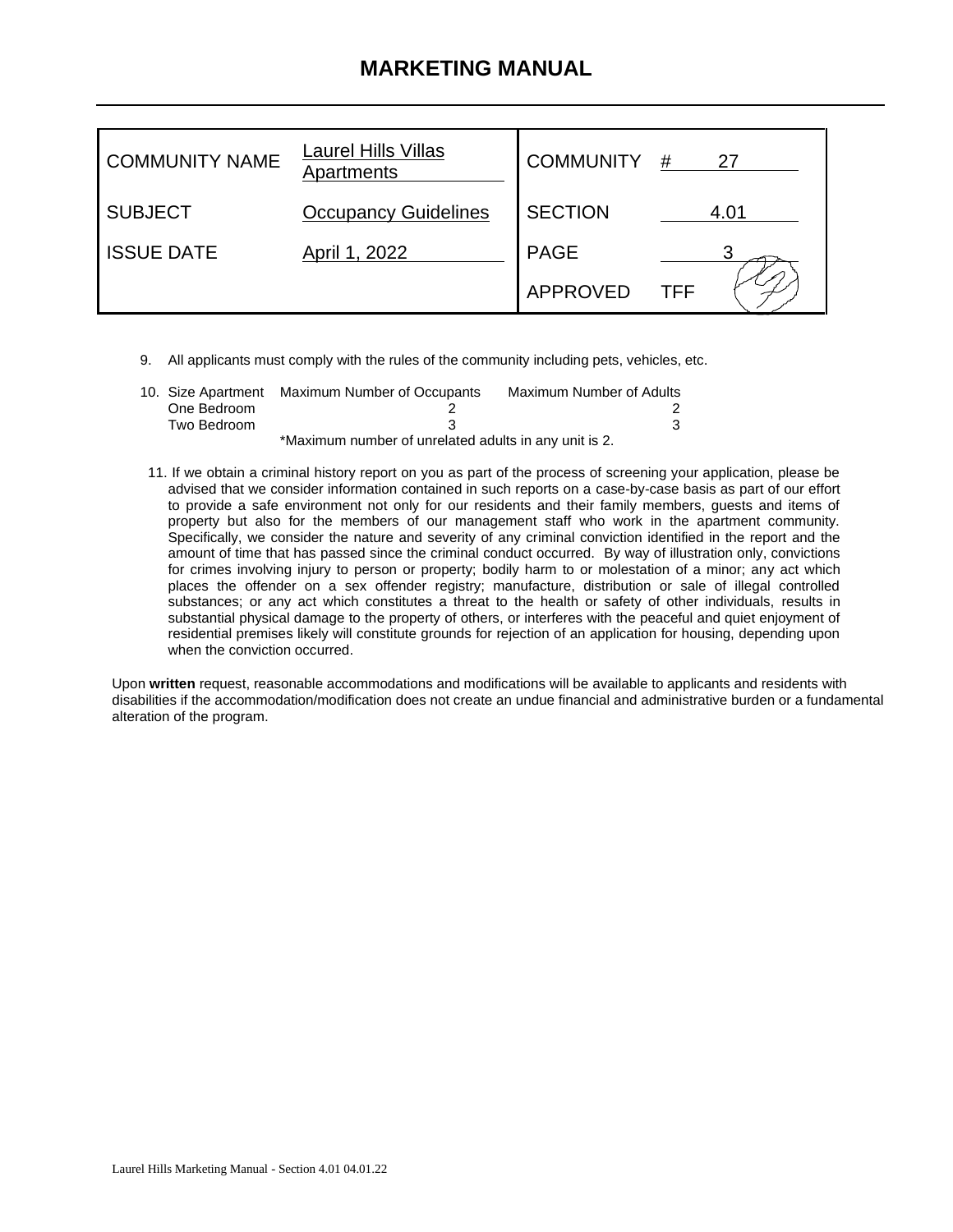# MARKETING MANUAL

| | | | |
|---|---|---|---|
| COMMUNITY NAME | Laurel Hills Villas Apartments | COMMUNITY | # 27 |
| SUBJECT | Occupancy Guidelines | SECTION | 4.01 |
| ISSUE DATE | April 1, 2022 | PAGE | 3 |
| | | APPROVED | TFF |

9. All applicants must comply with the rules of the community including pets, vehicles, etc.

10. 

| Size Apartment | Maximum Number of Occupants | Maximum Number of Adults |
|---|---|---|
| One Bedroom | 2 | 2 |
| Two Bedroom | 3 | 3 |

*Maximum number of unrelated adults in any unit is 2.

11. If we obtain a criminal history report on you as part of the process of screening your application, please be advised that we consider information contained in such reports on a case-by-case basis as part of our effort to provide a safe environment not only for our residents and their family members, guests and items of property but also for the members of our management staff who work in the apartment community. Specifically, we consider the nature and severity of any criminal conviction identified in the report and the amount of time that has passed since the criminal conduct occurred. By way of illustration only, convictions for crimes involving injury to person or property; bodily harm to or molestation of a minor; any act which places the offender on a sex offender registry; manufacture, distribution or sale of illegal controlled substances; or any act which constitutes a threat to the health or safety of other individuals, results in substantial physical damage to the property of others, or interferes with the peaceful and quiet enjoyment of residential premises likely will constitute grounds for rejection of an application for housing, depending upon when the conviction occurred.

Upon **written** request, reasonable accommodations and modifications will be available to applicants and residents with disabilities if the accommodation/modification does not create an undue financial and administrative burden or a fundamental alteration of the program.